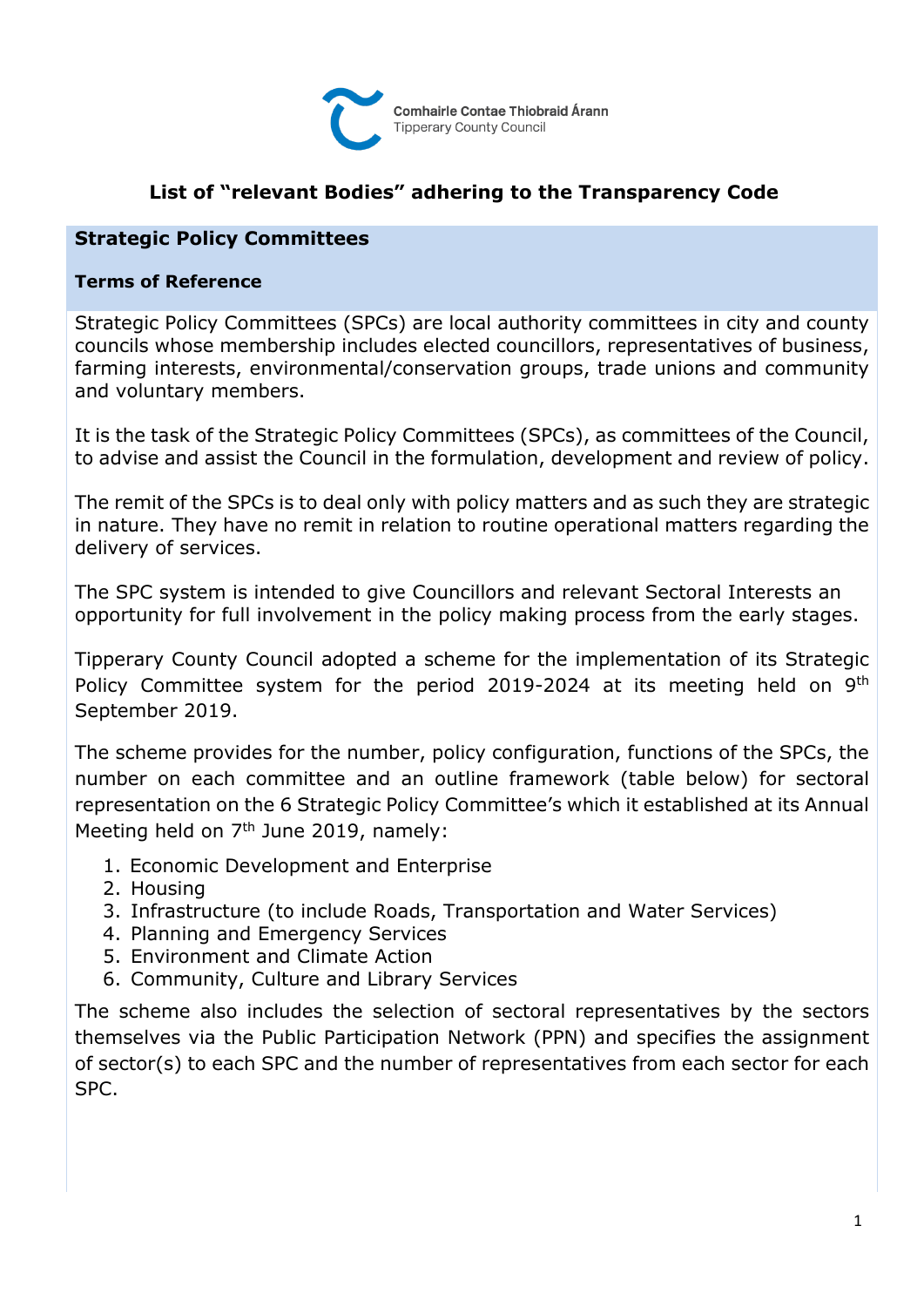Comhairle Contae Thiobraid Árann
Tipperary County Council

# List of "relevant Bodies" adhering to the Transparency Code

## Strategic Policy Committees

### Terms of Reference

Strategic Policy Committees (SPCs) are local authority committees in city and county councils whose membership includes elected councillors, representatives of business, farming interests, environmental/conservation groups, trade unions and community and voluntary members.

It is the task of the Strategic Policy Committees (SPCs), as committees of the Council, to advise and assist the Council in the formulation, development and review of policy.

The remit of the SPCs is to deal only with policy matters and as such they are strategic in nature. They have no remit in relation to routine operational matters regarding the delivery of services.

The SPC system is intended to give Councillors and relevant Sectoral Interests an opportunity for full involvement in the policy making process from the early stages.

Tipperary County Council adopted a scheme for the implementation of its Strategic Policy Committee system for the period 2019-2024 at its meeting held on 9th September 2019.

The scheme provides for the number, policy configuration, functions of the SPCs, the number on each committee and an outline framework (table below) for sectoral representation on the 6 Strategic Policy Committee's which it established at its Annual Meeting held on 7th June 2019, namely:

1. Economic Development and Enterprise
2. Housing
3. Infrastructure (to include Roads, Transportation and Water Services)
4. Planning and Emergency Services
5. Environment and Climate Action
6. Community, Culture and Library Services

The scheme also includes the selection of sectoral representatives by the sectors themselves via the Public Participation Network (PPN) and specifies the assignment of sector(s) to each SPC and the number of representatives from each sector for each SPC.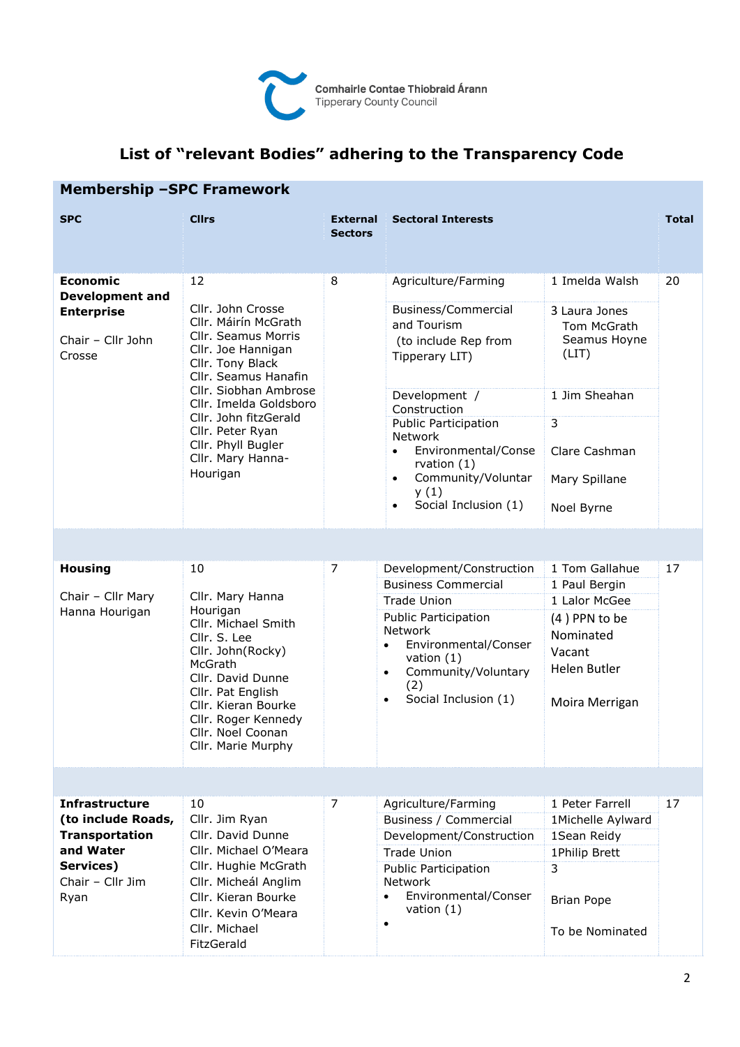Comhairle Contae Thiobraid Árann
Tipperary County Council

## List of "relevant Bodies" adhering to the Transparency Code

### Membership –SPC Framework

| SPC | Cllrs | External Sectors | Sectoral Interests | | Total |
|---|---|---|---|---|---|
| **Economic Development and Enterprise**<br><br>Chair – Cllr John Crosse | 12<br><br>Cllr. John Crosse<br>Cllr. Máirín McGrath<br>Cllr. Seamus Morris<br>Cllr. Joe Hannigan<br>Cllr. Tony Black<br>Cllr. Seamus Hanafin<br>Cllr. Siobhan Ambrose<br>Cllr. Imelda Goldsboro<br>Cllr. John fitzGerald<br>Cllr. Peter Ryan<br>Cllr. Phyll Bugler<br>Cllr. Mary Hanna-Hourigan | 8 | Agriculture/Farming | 1 Imelda Walsh | 20 |
| | | | Business/Commercial and Tourism (to include Rep from Tipperary LIT) | 3 Laura Jones<br>Tom McGrath<br>Seamus Hoyne (LIT) | |
| | | | Development / Construction | 1 Jim Sheahan | |
| | | | Public Participation Network<br>• Environmental/Conservation (1)<br>• Community/Voluntary (1)<br>• Social Inclusion (1) | 3<br><br>Clare Cashman<br><br>Mary Spillane<br><br>Noel Byrne | |
| | | | | | |
| **Housing**<br><br>Chair – Cllr Mary Hanna Hourigan | 10<br><br>Cllr. Mary Hanna Hourigan<br>Cllr. Michael Smith<br>Cllr. S. Lee<br>Cllr. John(Rocky) McGrath<br>Cllr. David Dunne<br>Cllr. Pat English<br>Cllr. Kieran Bourke<br>Cllr. Roger Kennedy<br>Cllr. Noel Coonan<br>Cllr. Marie Murphy | 7 | Development/Construction | 1 Tom Gallahue | 17 |
| | | | Business Commercial | 1 Paul Bergin | |
| | | | Trade Union | 1 Lalor McGee | |
| | | | Public Participation Network<br>• Environmental/Conservation (1)<br>• Community/Voluntary (2)<br>• Social Inclusion (1) | (4 ) PPN to be Nominated<br>Vacant<br>Helen Butler<br><br>Moira Merrigan | |
| | | | | | |
| **Infrastructure (to include Roads, Transportation and Water Services)**<br>Chair – Cllr Jim Ryan | 10<br>Cllr. Jim Ryan<br>Cllr. David Dunne<br>Cllr. Michael O'Meara<br>Cllr. Hughie McGrath<br>Cllr. Micheál Anglim<br>Cllr. Kieran Bourke<br>Cllr. Kevin O'Meara<br>Cllr. Michael FitzGerald | 7 | Agriculture/Farming | 1 Peter Farrell | 17 |
| | | | Business / Commercial | 1Michelle Aylward | |
| | | | Development/Construction | 1Sean Reidy | |
| | | | Trade Union | 1Philip Brett | |
| | | | Public Participation Network<br>• Environmental/Conservation (1)<br>• | 3<br><br>Brian Pope<br><br>To be Nominated | |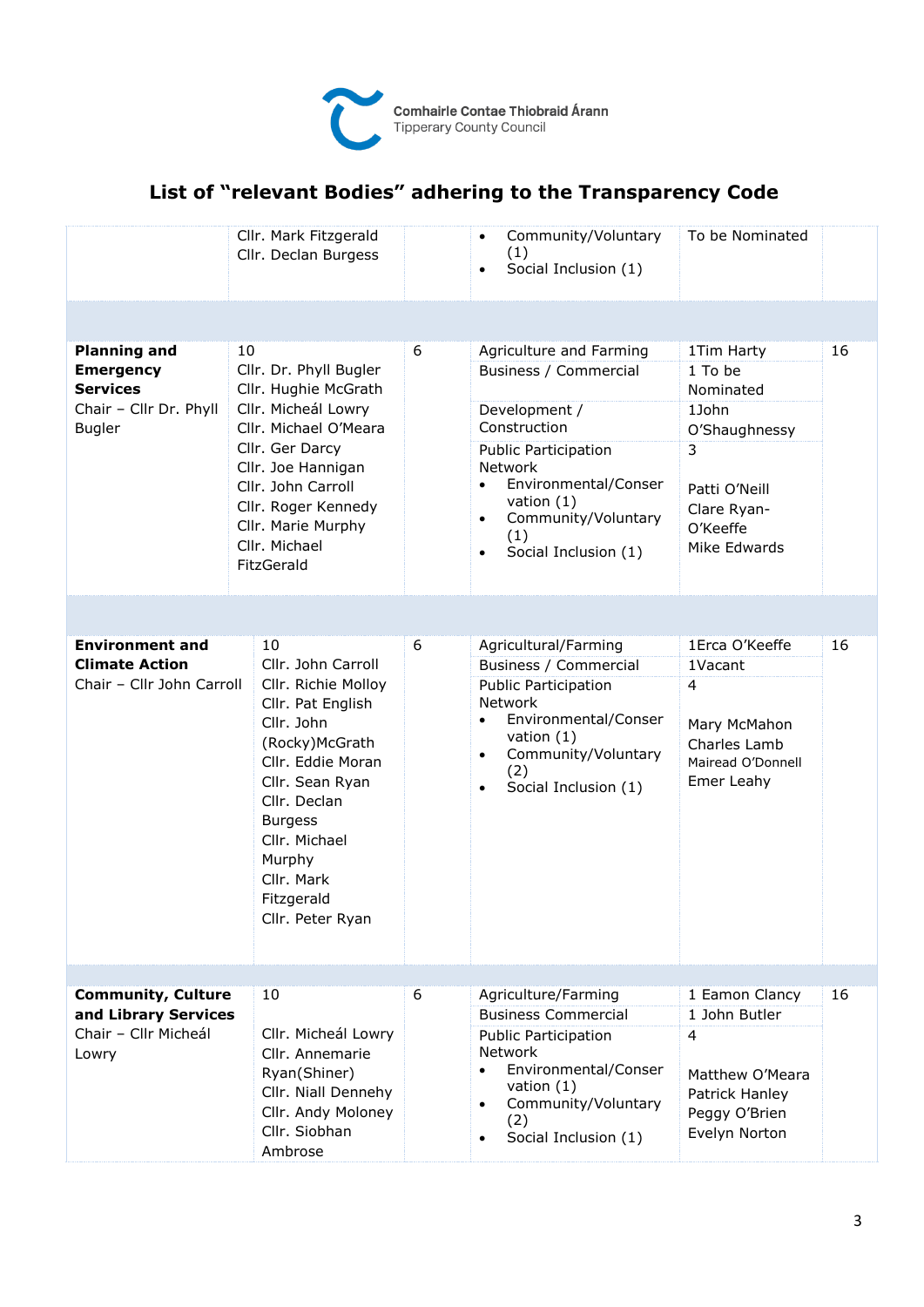Comhairle Contae Thiobraid Árann
Tipperary County Council

# List of "relevant Bodies" adhering to the Transparency Code

| | | | | | |
|---|---|---|---|---|---|
| | Cllr. Mark Fitzgerald<br>Cllr. Declan Burgess | | • Community/Voluntary (1)<br>• Social Inclusion (1) | To be Nominated | |
| | | | | | |
| **Planning and Emergency Services**<br>Chair – Cllr Dr. Phyll Bugler | 10<br>Cllr. Dr. Phyll Bugler<br>Cllr. Hughie McGrath<br>Cllr. Micheál Lowry<br>Cllr. Michael O'Meara<br>Cllr. Ger Darcy<br>Cllr. Joe Hannigan<br>Cllr. John Carroll<br>Cllr. Roger Kennedy<br>Cllr. Marie Murphy<br>Cllr. Michael FitzGerald | 6 | Agriculture and Farming<br>Business / Commercial<br>Development / Construction<br>Public Participation Network<br>• Environmental/Conservation (1)<br>• Community/Voluntary (1)<br>• Social Inclusion (1) | 1Tim Harty<br>1 To be Nominated<br>1John O'Shaughnessy<br>3<br>Patti O'Neill<br>Clare Ryan-O'Keeffe<br>Mike Edwards | 16 |
| | | | | | |
| **Environment and Climate Action**<br>Chair – Cllr John Carroll | 10<br>Cllr. John Carroll<br>Cllr. Richie Molloy<br>Cllr. Pat English<br>Cllr. John (Rocky)McGrath<br>Cllr. Eddie Moran<br>Cllr. Sean Ryan<br>Cllr. Declan Burgess<br>Cllr. Michael Murphy<br>Cllr. Mark Fitzgerald<br>Cllr. Peter Ryan | 6 | Agricultural/Farming<br>Business / Commercial<br>Public Participation Network<br>• Environmental/Conservation (1)<br>• Community/Voluntary (2)<br>• Social Inclusion (1) | 1Erca O'Keeffe<br>1Vacant<br>4<br>Mary McMahon<br>Charles Lamb<br>Mairead O'Donnell<br>Emer Leahy | 16 |
| | | | | | |
| **Community, Culture and Library Services**<br>Chair – Cllr Micheál Lowry | 10<br>Cllr. Micheál Lowry<br>Cllr. Annemarie Ryan(Shiner)<br>Cllr. Niall Dennehy<br>Cllr. Andy Moloney<br>Cllr. Siobhan Ambrose | 6 | Agriculture/Farming<br>Business Commercial<br>Public Participation Network<br>• Environmental/Conservation (1)<br>• Community/Voluntary (2)<br>• Social Inclusion (1) | 1 Eamon Clancy<br>1 John Butler<br>4<br>Matthew O'Meara<br>Patrick Hanley<br>Peggy O'Brien<br>Evelyn Norton | 16 |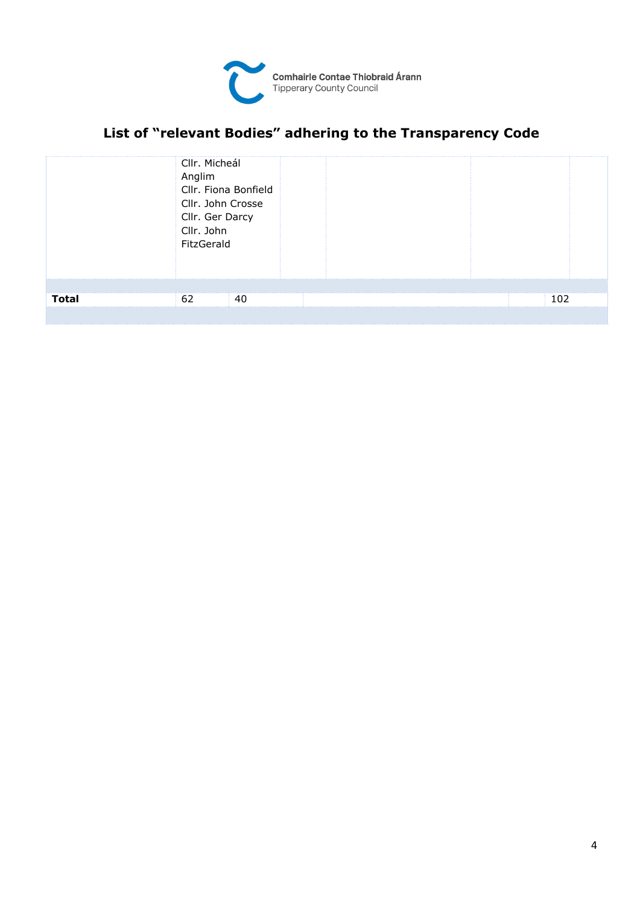# List of "relevant Bodies" adhering to the Transparency Code

| | | | | | | |
|---|---|---|---|---|---|---|
| | Cllr. Micheál Anglim<br>Cllr. Fiona Bonfield<br>Cllr. John Crosse<br>Cllr. Ger Darcy<br>Cllr. John FitzGerald | | | | | |
| | | | | | | |
| **Total** | 62 | 40 | | | | 102 |
| | | | | | | |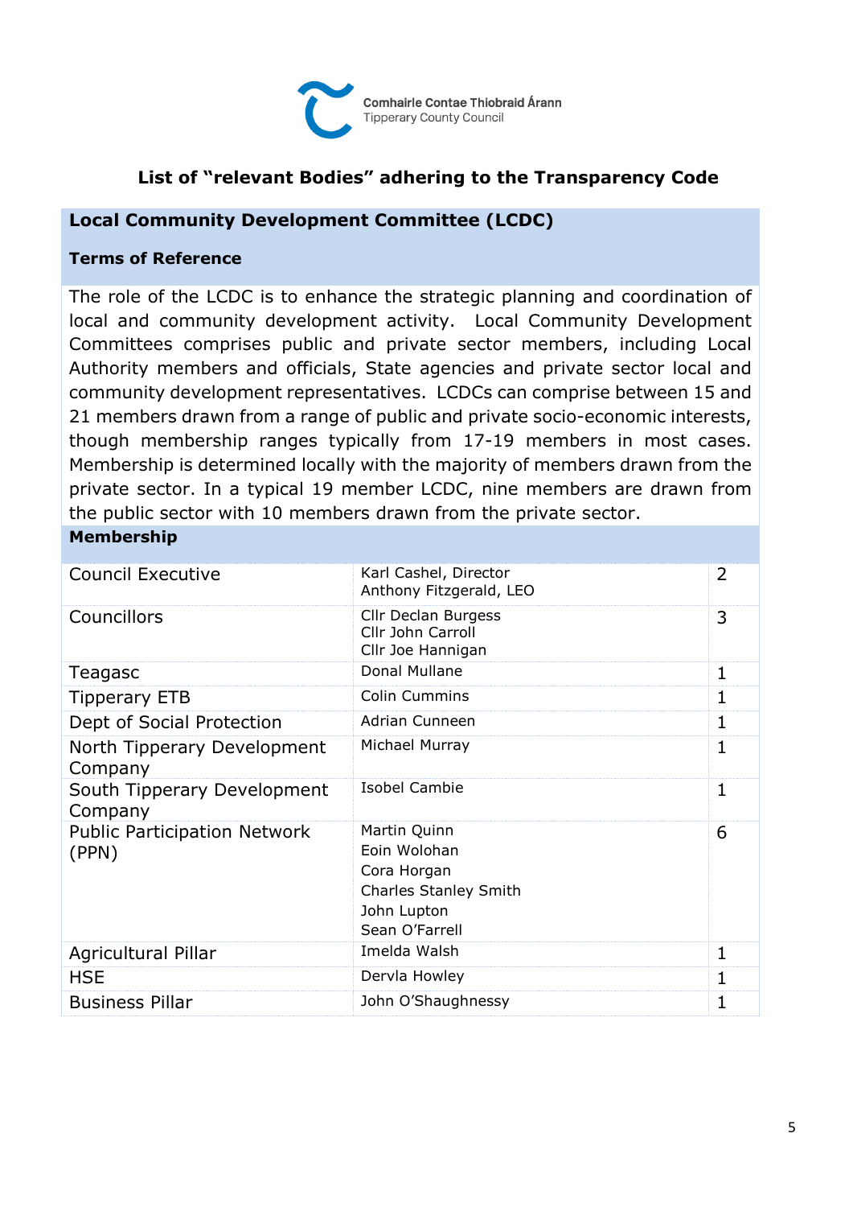Comhairle Contae Thiobraid Árann
Tipperary County Council

# List of "relevant Bodies" adhering to the Transparency Code

## Local Community Development Committee (LCDC)

### Terms of Reference

The role of the LCDC is to enhance the strategic planning and coordination of local and community development activity. Local Community Development Committees comprises public and private sector members, including Local Authority members and officials, State agencies and private sector local and community development representatives. LCDCs can comprise between 15 and 21 members drawn from a range of public and private socio-economic interests, though membership ranges typically from 17-19 members in most cases. Membership is determined locally with the majority of members drawn from the private sector. In a typical 19 member LCDC, nine members are drawn from the public sector with 10 members drawn from the private sector.

### Membership

| | | |
|---|---|---|
| Council Executive | Karl Cashel, Director<br>Anthony Fitzgerald, LEO | 2 |
| Councillors | Cllr Declan Burgess<br>Cllr John Carroll<br>Cllr Joe Hannigan | 3 |
| Teagasc | Donal Mullane | 1 |
| Tipperary ETB | Colin Cummins | 1 |
| Dept of Social Protection | Adrian Cunneen | 1 |
| North Tipperary Development Company | Michael Murray | 1 |
| South Tipperary Development Company | Isobel Cambie | 1 |
| Public Participation Network (PPN) | Martin Quinn<br>Eoin Wolohan<br>Cora Horgan<br>Charles Stanley Smith<br>John Lupton<br>Sean O'Farrell | 6 |
| Agricultural Pillar | Imelda Walsh | 1 |
| HSE | Dervla Howley | 1 |
| Business Pillar | John O'Shaughnessy | 1 |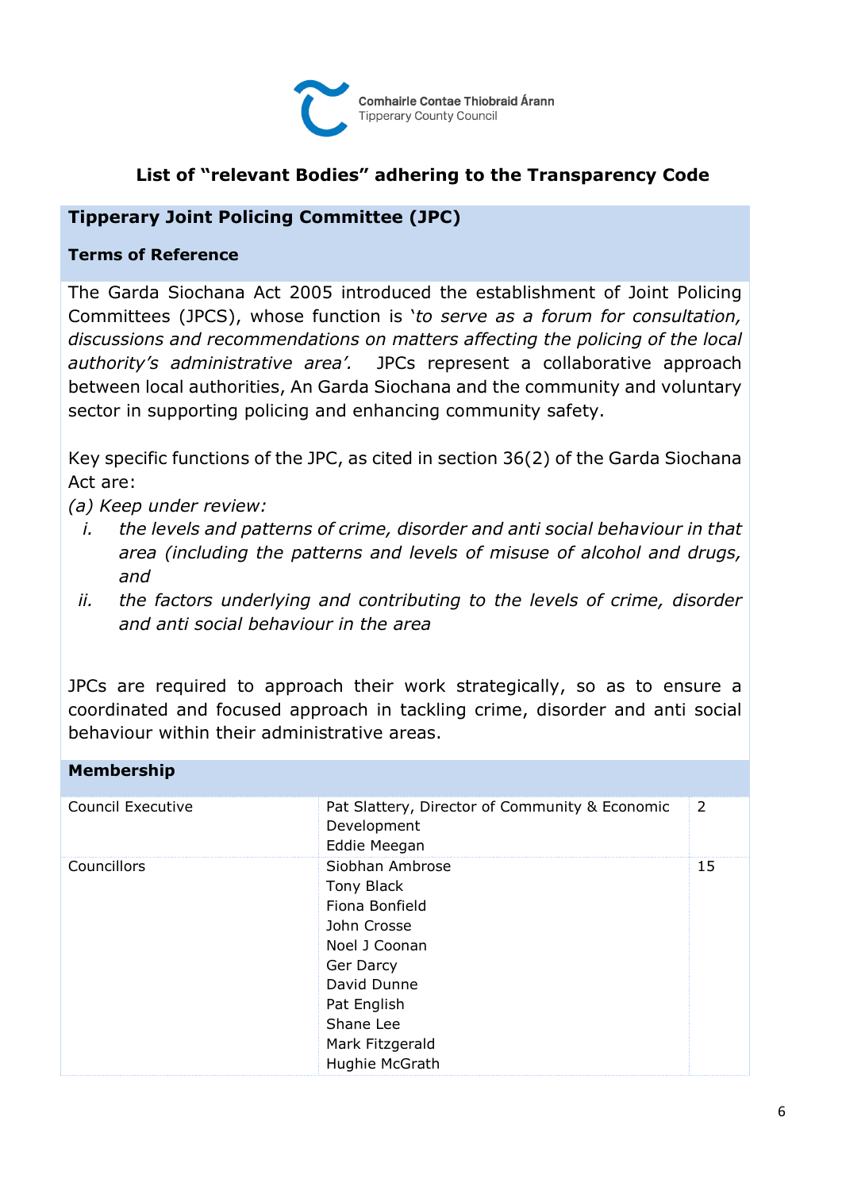Comhairle Contae Thiobraid Árann
Tipperary County Council

## List of "relevant Bodies" adhering to the Transparency Code

### Tipperary Joint Policing Committee (JPC)

**Terms of Reference**

The Garda Siochana Act 2005 introduced the establishment of Joint Policing Committees (JPCS), whose function is '*to serve as a forum for consultation, discussions and recommendations on matters affecting the policing of the local authority's administrative area'.* JPCs represent a collaborative approach between local authorities, An Garda Siochana and the community and voluntary sector in supporting policing and enhancing community safety.

Key specific functions of the JPC, as cited in section 36(2) of the Garda Siochana Act are:

*(a) Keep under review:*

i. *the levels and patterns of crime, disorder and anti social behaviour in that area (including the patterns and levels of misuse of alcohol and drugs, and*
ii. *the factors underlying and contributing to the levels of crime, disorder and anti social behaviour in the area*

JPCs are required to approach their work strategically, so as to ensure a coordinated and focused approach in tackling crime, disorder and anti social behaviour within their administrative areas.

**Membership**

| | | |
|---|---|---|
| Council Executive | Pat Slattery, Director of Community & Economic Development<br>Eddie Meegan | 2 |
| Councillors | Siobhan Ambrose<br>Tony Black<br>Fiona Bonfield<br>John Crosse<br>Noel J Coonan<br>Ger Darcy<br>David Dunne<br>Pat English<br>Shane Lee<br>Mark Fitzgerald<br>Hughie McGrath | 15 |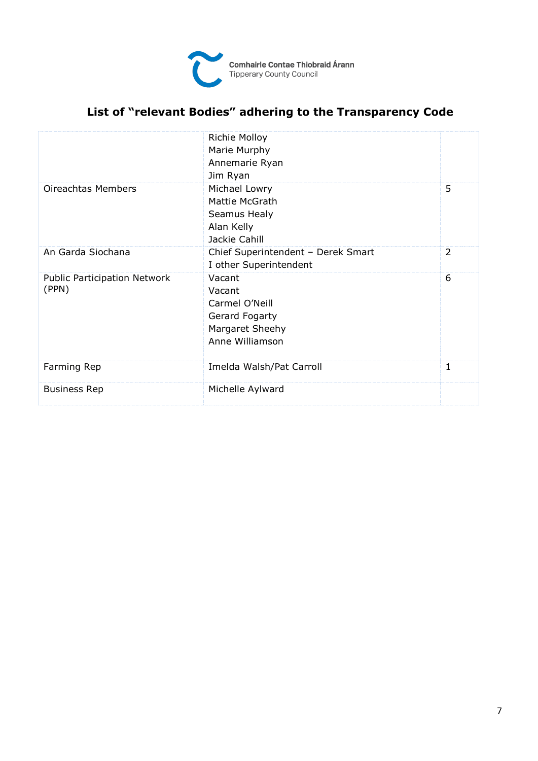Comhairle Contae Thiobraid Árann
Tipperary County Council

## List of "relevant Bodies" adhering to the Transparency Code

| | | |
|---|---|---|
| | Richie Molloy<br>Marie Murphy<br>Annemarie Ryan<br>Jim Ryan | |
| Oireachtas Members | Michael Lowry<br>Mattie McGrath<br>Seamus Healy<br>Alan Kelly<br>Jackie Cahill | 5 |
| An Garda Siochana | Chief Superintendent – Derek Smart<br>I other Superintendent | 2 |
| Public Participation Network (PPN) | Vacant<br>Vacant<br>Carmel O'Neill<br>Gerard Fogarty<br>Margaret Sheehy<br>Anne Williamson | 6 |
| Farming Rep | Imelda Walsh/Pat Carroll | 1 |
| Business Rep | Michelle Aylward | |